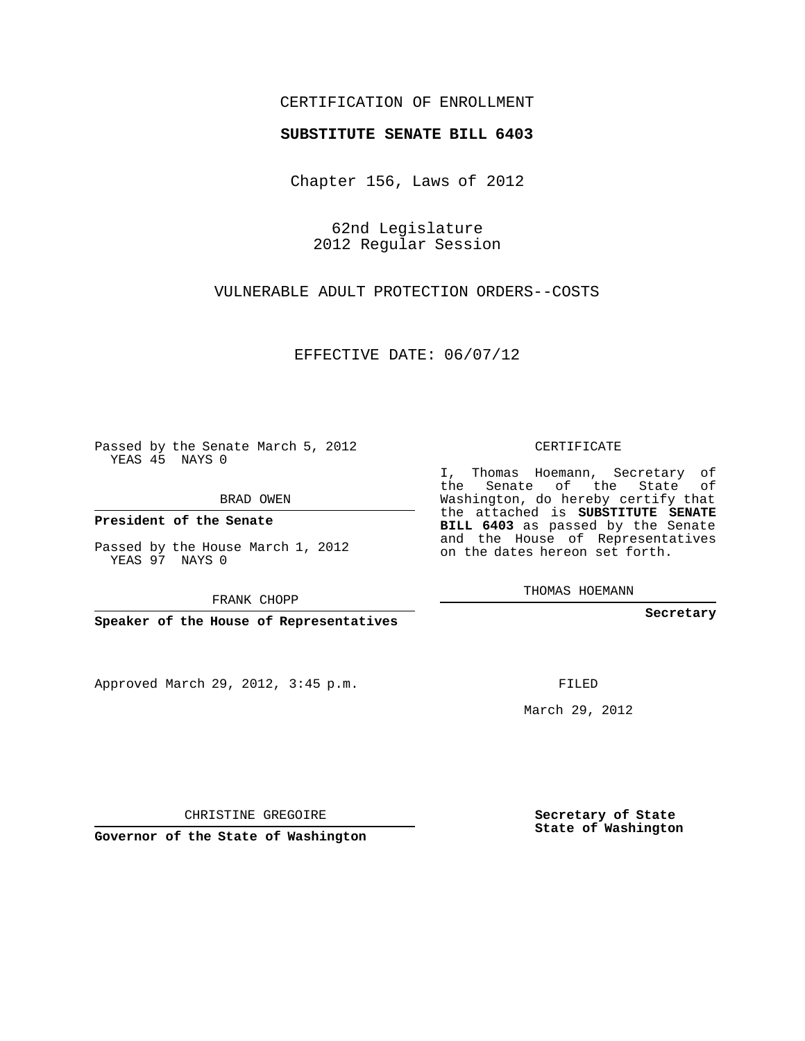CERTIFICATION OF ENROLLMENT

**SUBSTITUTE SENATE BILL 6403**

Chapter 156, Laws of 2012

62nd Legislature
2012 Regular Session

VULNERABLE ADULT PROTECTION ORDERS--COSTS

EFFECTIVE DATE: 06/07/12

Passed by the Senate March 5, 2012
YEAS 45 NAYS 0

BRAD OWEN

**President of the Senate**

Passed by the House March 1, 2012
YEAS 97 NAYS 0

FRANK CHOPP

**Speaker of the House of Representatives**

Approved March 29, 2012, 3:45 p.m.

CHRISTINE GREGOIRE

**Governor of the State of Washington**

CERTIFICATE

I, Thomas Hoemann, Secretary of the Senate of the State of Washington, do hereby certify that the attached is **SUBSTITUTE SENATE BILL 6403** as passed by the Senate and the House of Representatives on the dates hereon set forth.

THOMAS HOEMANN

**Secretary**

FILED

March 29, 2012

**Secretary of State**
**State of Washington**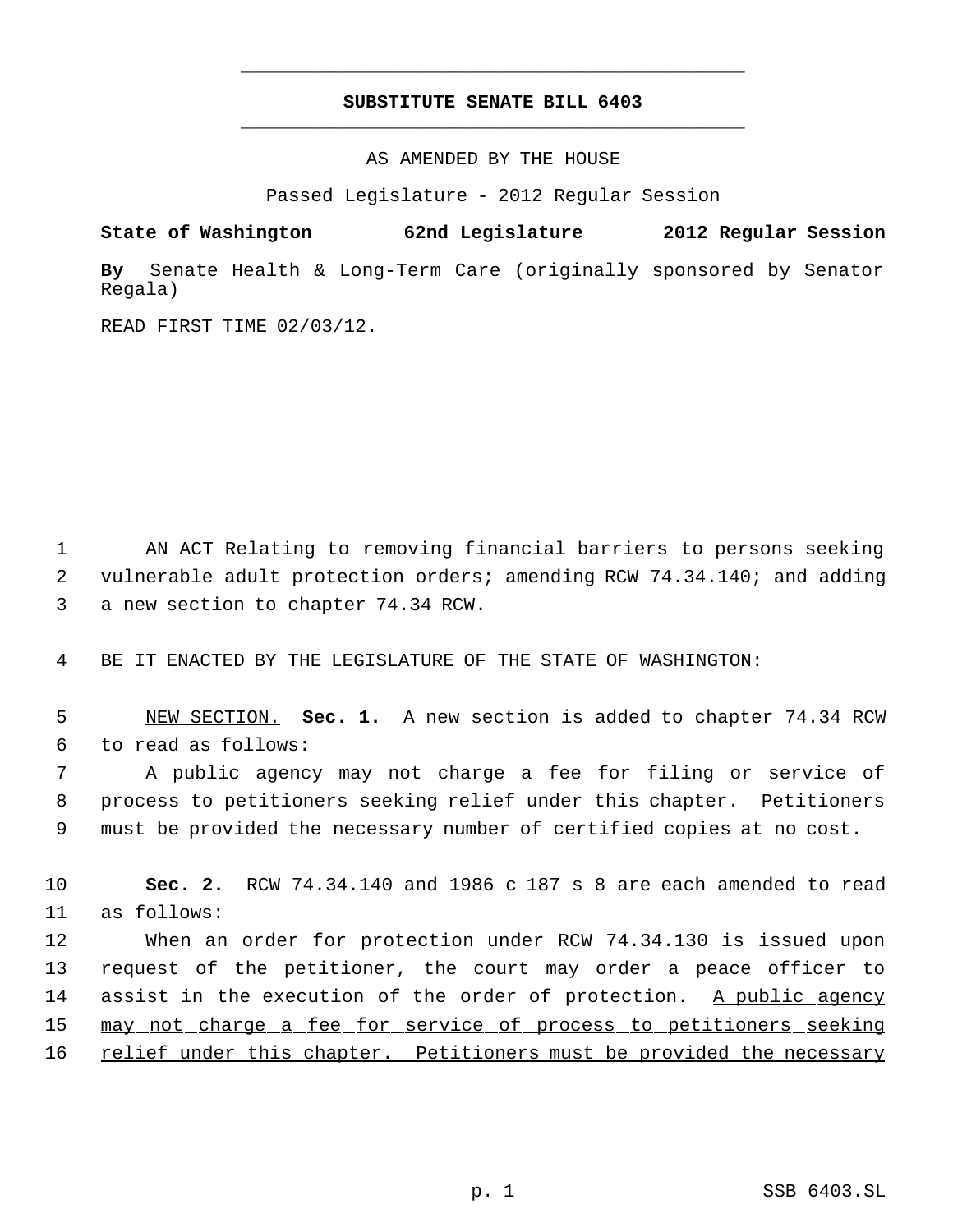# SUBSTITUTE SENATE BILL 6403

AS AMENDED BY THE HOUSE

Passed Legislature - 2012 Regular Session

**State of Washington 62nd Legislature 2012 Regular Session**

**By** Senate Health & Long-Term Care (originally sponsored by Senator Regala)

READ FIRST TIME 02/03/12.

AN ACT Relating to removing financial barriers to persons seeking vulnerable adult protection orders; amending RCW 74.34.140; and adding a new section to chapter 74.34 RCW.

BE IT ENACTED BY THE LEGISLATURE OF THE STATE OF WASHINGTON:

NEW SECTION. **Sec. 1.** A new section is added to chapter 74.34 RCW to read as follows:

A public agency may not charge a fee for filing or service of process to petitioners seeking relief under this chapter. Petitioners must be provided the necessary number of certified copies at no cost.

**Sec. 2.** RCW 74.34.140 and 1986 c 187 s 8 are each amended to read as follows:

When an order for protection under RCW 74.34.130 is issued upon request of the petitioner, the court may order a peace officer to assist in the execution of the order of protection. A public agency may not charge a fee for service of process to petitioners seeking relief under this chapter. Petitioners must be provided the necessary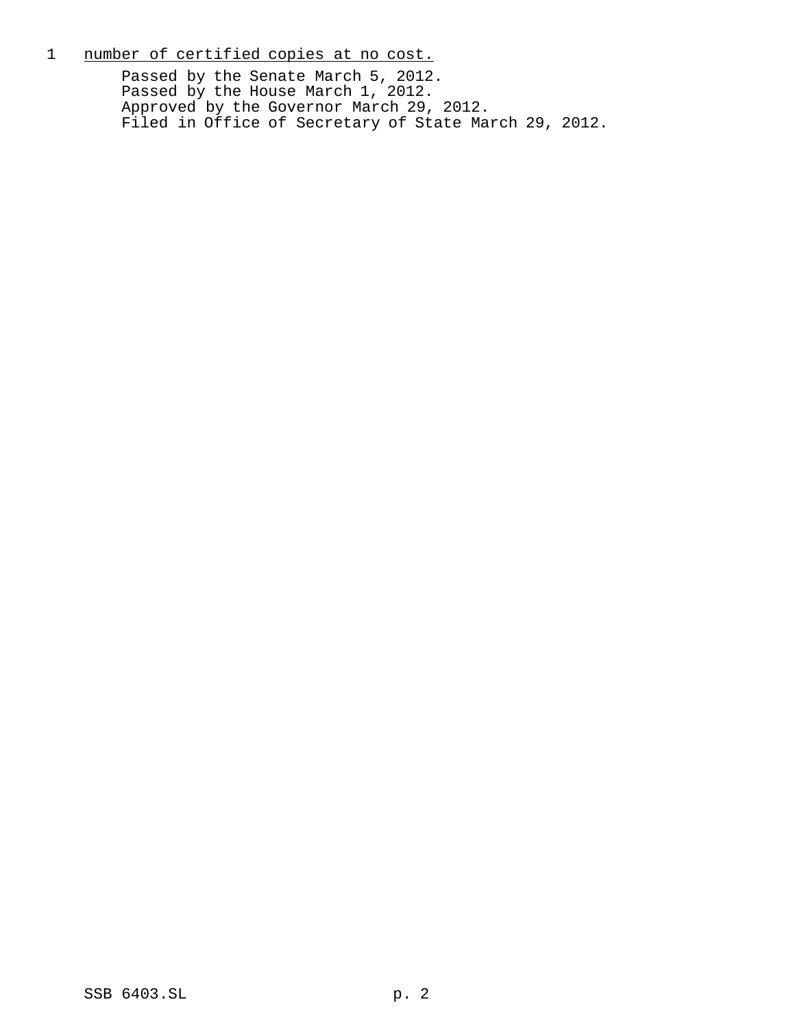1 <u>number of certified copies at no cost.</u>

Passed by the Senate March 5, 2012.
Passed by the House March 1, 2012.
Approved by the Governor March 29, 2012.
Filed in Office of Secretary of State March 29, 2012.